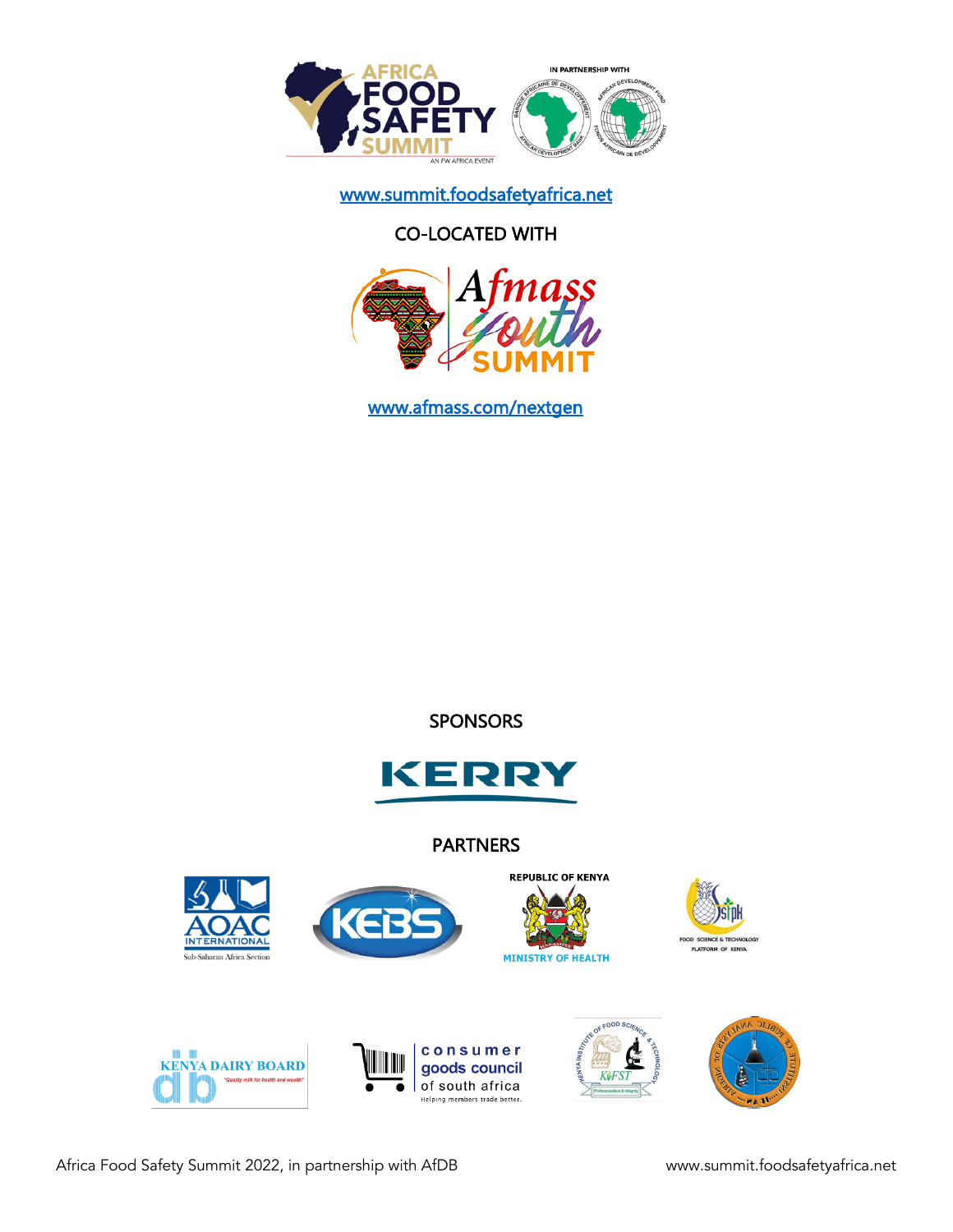www.summit.foodsafetyafrica.net

CO-LOCATED WITH

www.afmass.com/nextgen

SPONSORS

PARTNERS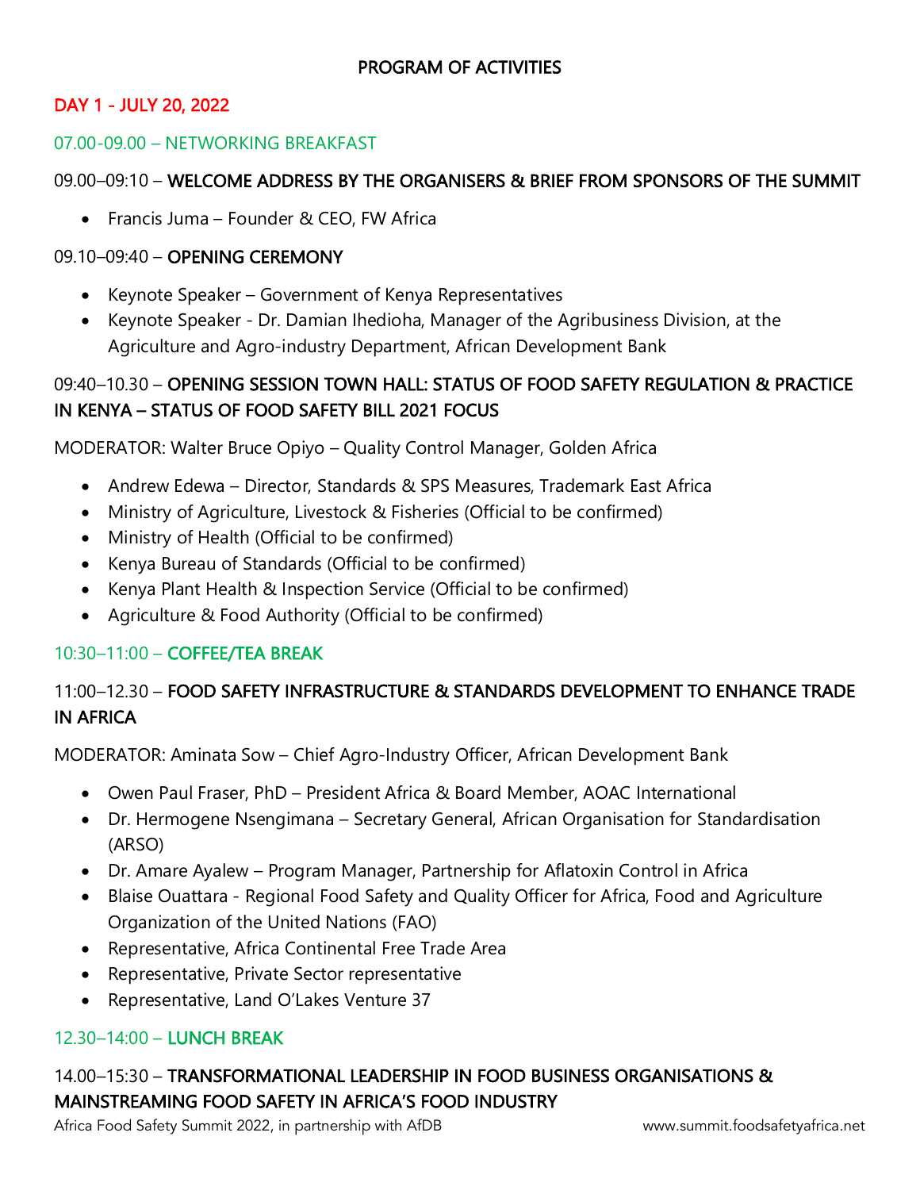# PROGRAM OF ACTIVITIES

## DAY 1 - JULY 20, 2022

### 07.00-09.00 – NETWORKING BREAKFAST

### 09.00–09:10 – WELCOME ADDRESS BY THE ORGANISERS & BRIEF FROM SPONSORS OF THE SUMMIT

- Francis Juma – Founder & CEO, FW Africa

### 09.10–09:40 – OPENING CEREMONY

- Keynote Speaker – Government of Kenya Representatives
- Keynote Speaker - Dr. Damian Ihedioha, Manager of the Agribusiness Division, at the Agriculture and Agro-industry Department, African Development Bank

### 09:40–10.30 – OPENING SESSION TOWN HALL: STATUS OF FOOD SAFETY REGULATION & PRACTICE IN KENYA – STATUS OF FOOD SAFETY BILL 2021 FOCUS

MODERATOR: Walter Bruce Opiyo – Quality Control Manager, Golden Africa

- Andrew Edewa – Director, Standards & SPS Measures, Trademark East Africa
- Ministry of Agriculture, Livestock & Fisheries (Official to be confirmed)
- Ministry of Health (Official to be confirmed)
- Kenya Bureau of Standards (Official to be confirmed)
- Kenya Plant Health & Inspection Service (Official to be confirmed)
- Agriculture & Food Authority (Official to be confirmed)

### 10:30–11:00 – COFFEE/TEA BREAK

### 11:00–12.30 – FOOD SAFETY INFRASTRUCTURE & STANDARDS DEVELOPMENT TO ENHANCE TRADE IN AFRICA

MODERATOR: Aminata Sow – Chief Agro-Industry Officer, African Development Bank

- Owen Paul Fraser, PhD – President Africa & Board Member, AOAC International
- Dr. Hermogene Nsengimana – Secretary General, African Organisation for Standardisation (ARSO)
- Dr. Amare Ayalew – Program Manager, Partnership for Aflatoxin Control in Africa
- Blaise Ouattara - Regional Food Safety and Quality Officer for Africa, Food and Agriculture Organization of the United Nations (FAO)
- Representative, Africa Continental Free Trade Area
- Representative, Private Sector representative
- Representative, Land O'Lakes Venture 37

### 12.30–14:00 – LUNCH BREAK

### 14.00–15:30 – TRANSFORMATIONAL LEADERSHIP IN FOOD BUSINESS ORGANISATIONS & MAINSTREAMING FOOD SAFETY IN AFRICA'S FOOD INDUSTRY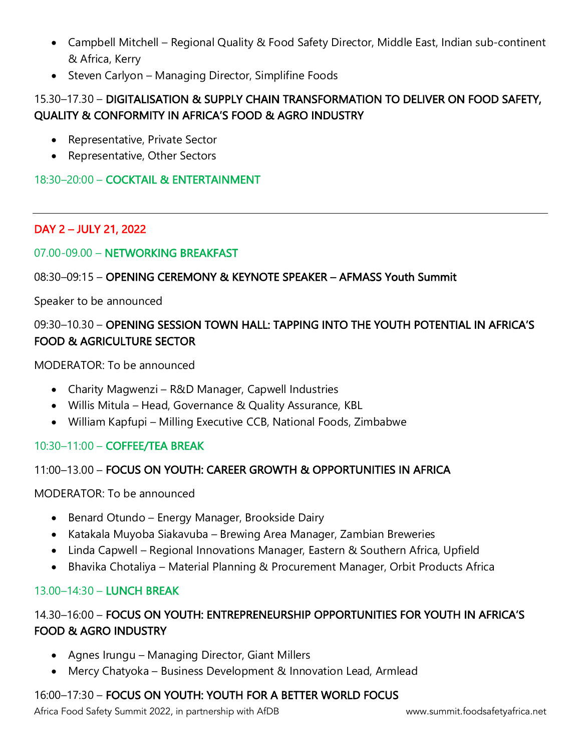- Campbell Mitchell – Regional Quality & Food Safety Director, Middle East, Indian sub-continent & Africa, Kerry
- Steven Carlyon – Managing Director, Simplifine Foods

15.30–17.30 – **DIGITALISATION & SUPPLY CHAIN TRANSFORMATION TO DELIVER ON FOOD SAFETY, QUALITY & CONFORMITY IN AFRICA'S FOOD & AGRO INDUSTRY**

- Representative, Private Sector
- Representative, Other Sectors

18:30–20:00 – **COCKTAIL & ENTERTAINMENT**

---

## DAY 2 – JULY 21, 2022

07.00-09.00 – **NETWORKING BREAKFAST**

08:30–09:15 – **OPENING CEREMONY & KEYNOTE SPEAKER – AFMASS Youth Summit**

Speaker to be announced

09:30–10.30 – **OPENING SESSION TOWN HALL: TAPPING INTO THE YOUTH POTENTIAL IN AFRICA'S FOOD & AGRICULTURE SECTOR**

MODERATOR: To be announced

- Charity Magwenzi – R&D Manager, Capwell Industries
- Willis Mitula – Head, Governance & Quality Assurance, KBL
- William Kapfupi – Milling Executive CCB, National Foods, Zimbabwe

10:30–11:00 – **COFFEE/TEA BREAK**

11:00–13.00 – **FOCUS ON YOUTH: CAREER GROWTH & OPPORTUNITIES IN AFRICA**

MODERATOR: To be announced

- Benard Otundo – Energy Manager, Brookside Dairy
- Katakala Muyoba Siakavuba – Brewing Area Manager, Zambian Breweries
- Linda Capwell – Regional Innovations Manager, Eastern & Southern Africa, Upfield
- Bhavika Chotaliya – Material Planning & Procurement Manager, Orbit Products Africa

13.00–14:30 – **LUNCH BREAK**

14.30–16:00 – **FOCUS ON YOUTH: ENTREPRENEURSHIP OPPORTUNITIES FOR YOUTH IN AFRICA'S FOOD & AGRO INDUSTRY**

- Agnes Irungu – Managing Director, Giant Millers
- Mercy Chatyoka – Business Development & Innovation Lead, Armlead

16:00–17:30 – **FOCUS ON YOUTH: YOUTH FOR A BETTER WORLD FOCUS**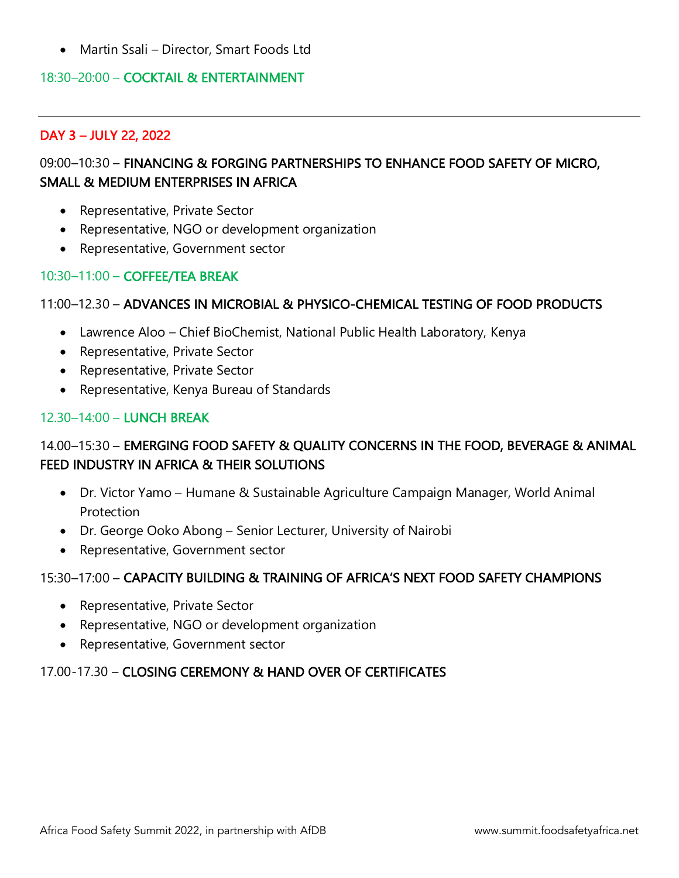- Martin Ssali – Director, Smart Foods Ltd

18:30–20:00 – **COCKTAIL & ENTERTAINMENT**

---

## DAY 3 – JULY 22, 2022

09:00–10:30 – **FINANCING & FORGING PARTNERSHIPS TO ENHANCE FOOD SAFETY OF MICRO, SMALL & MEDIUM ENTERPRISES IN AFRICA**

- Representative, Private Sector
- Representative, NGO or development organization
- Representative, Government sector

10:30–11:00 – **COFFEE/TEA BREAK**

11:00–12.30 – **ADVANCES IN MICROBIAL & PHYSICO-CHEMICAL TESTING OF FOOD PRODUCTS**

- Lawrence Aloo – Chief BioChemist, National Public Health Laboratory, Kenya
- Representative, Private Sector
- Representative, Private Sector
- Representative, Kenya Bureau of Standards

12.30–14:00 – **LUNCH BREAK**

14.00–15:30 – **EMERGING FOOD SAFETY & QUALITY CONCERNS IN THE FOOD, BEVERAGE & ANIMAL FEED INDUSTRY IN AFRICA & THEIR SOLUTIONS**

- Dr. Victor Yamo – Humane & Sustainable Agriculture Campaign Manager, World Animal Protection
- Dr. George Ooko Abong – Senior Lecturer, University of Nairobi
- Representative, Government sector

15:30–17:00 – **CAPACITY BUILDING & TRAINING OF AFRICA'S NEXT FOOD SAFETY CHAMPIONS**

- Representative, Private Sector
- Representative, NGO or development organization
- Representative, Government sector

17.00-17.30 – **CLOSING CEREMONY & HAND OVER OF CERTIFICATES**